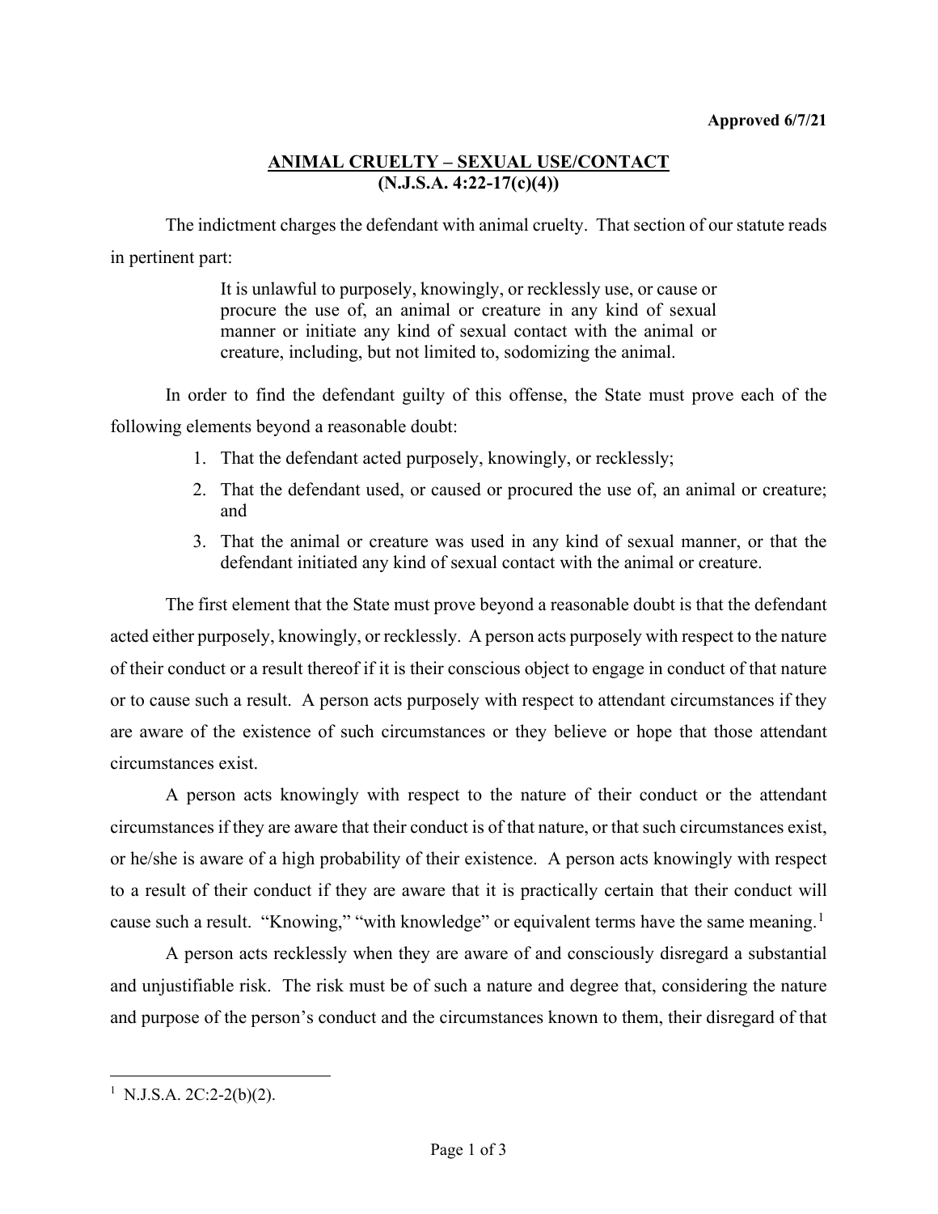**Approved 6/7/21**

# ANIMAL CRUELTY – SEXUAL USE/CONTACT
## (N.J.S.A. 4:22-17(c)(4))

The indictment charges the defendant with animal cruelty. That section of our statute reads in pertinent part:

> It is unlawful to purposely, knowingly, or recklessly use, or cause or procure the use of, an animal or creature in any kind of sexual manner or initiate any kind of sexual contact with the animal or creature, including, but not limited to, sodomizing the animal.

In order to find the defendant guilty of this offense, the State must prove each of the following elements beyond a reasonable doubt:

1. That the defendant acted purposely, knowingly, or recklessly;
2. That the defendant used, or caused or procured the use of, an animal or creature; and
3. That the animal or creature was used in any kind of sexual manner, or that the defendant initiated any kind of sexual contact with the animal or creature.

The first element that the State must prove beyond a reasonable doubt is that the defendant acted either purposely, knowingly, or recklessly. A person acts purposely with respect to the nature of their conduct or a result thereof if it is their conscious object to engage in conduct of that nature or to cause such a result. A person acts purposely with respect to attendant circumstances if they are aware of the existence of such circumstances or they believe or hope that those attendant circumstances exist.

A person acts knowingly with respect to the nature of their conduct or the attendant circumstances if they are aware that their conduct is of that nature, or that such circumstances exist, or he/she is aware of a high probability of their existence. A person acts knowingly with respect to a result of their conduct if they are aware that it is practically certain that their conduct will cause such a result. "Knowing," "with knowledge" or equivalent terms have the same meaning.[1]

A person acts recklessly when they are aware of and consciously disregard a substantial and unjustifiable risk. The risk must be of such a nature and degree that, considering the nature and purpose of the person's conduct and the circumstances known to them, their disregard of that

[1] N.J.S.A. 2C:2-2(b)(2).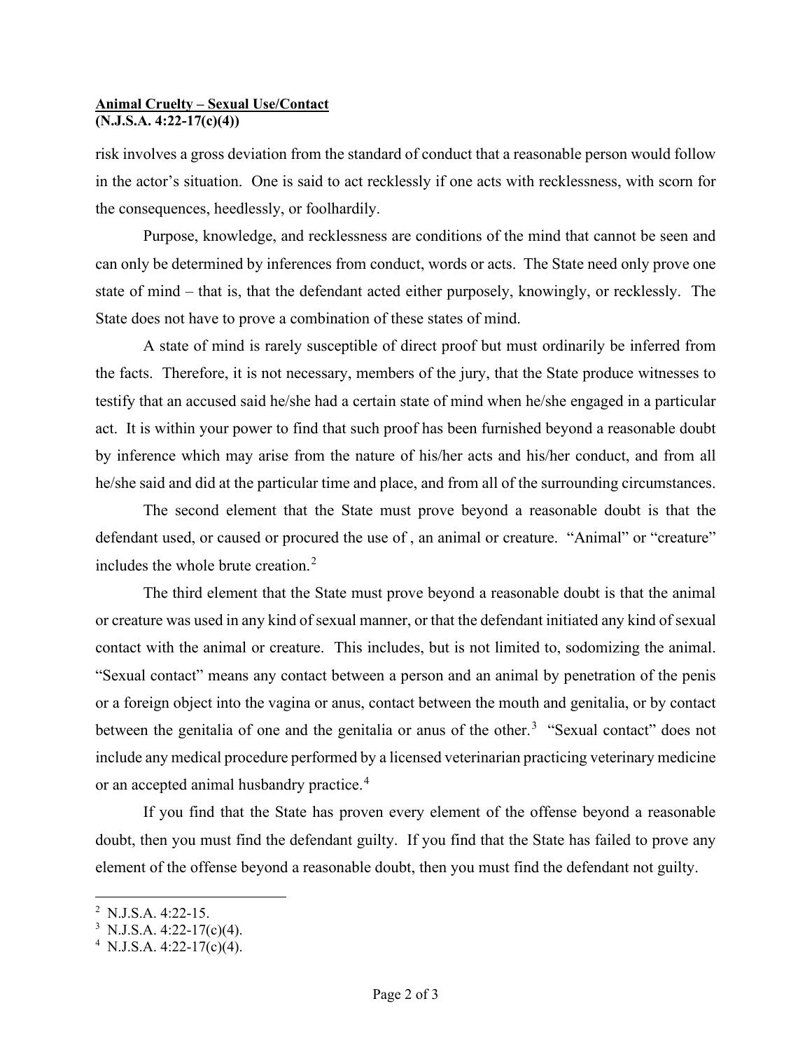risk involves a gross deviation from the standard of conduct that a reasonable person would follow in the actor's situation. One is said to act recklessly if one acts with recklessness, with scorn for the consequences, heedlessly, or foolhardily.

Purpose, knowledge, and recklessness are conditions of the mind that cannot be seen and can only be determined by inferences from conduct, words or acts. The State need only prove one state of mind – that is, that the defendant acted either purposely, knowingly, or recklessly. The State does not have to prove a combination of these states of mind.

A state of mind is rarely susceptible of direct proof but must ordinarily be inferred from the facts. Therefore, it is not necessary, members of the jury, that the State produce witnesses to testify that an accused said he/she had a certain state of mind when he/she engaged in a particular act. It is within your power to find that such proof has been furnished beyond a reasonable doubt by inference which may arise from the nature of his/her acts and his/her conduct, and from all he/she said and did at the particular time and place, and from all of the surrounding circumstances.

The second element that the State must prove beyond a reasonable doubt is that the defendant used, or caused or procured the use of , an animal or creature. "Animal" or "creature" includes the whole brute creation.[2]

The third element that the State must prove beyond a reasonable doubt is that the animal or creature was used in any kind of sexual manner, or that the defendant initiated any kind of sexual contact with the animal or creature. This includes, but is not limited to, sodomizing the animal. "Sexual contact" means any contact between a person and an animal by penetration of the penis or a foreign object into the vagina or anus, contact between the mouth and genitalia, or by contact between the genitalia of one and the genitalia or anus of the other.[3] "Sexual contact" does not include any medical procedure performed by a licensed veterinarian practicing veterinary medicine or an accepted animal husbandry practice.[4]

If you find that the State has proven every element of the offense beyond a reasonable doubt, then you must find the defendant guilty. If you find that the State has failed to prove any element of the offense beyond a reasonable doubt, then you must find the defendant not guilty.

---

[2] N.J.S.A. 4:22-15.

[3] N.J.S.A. 4:22-17(c)(4).

[4] N.J.S.A. 4:22-17(c)(4).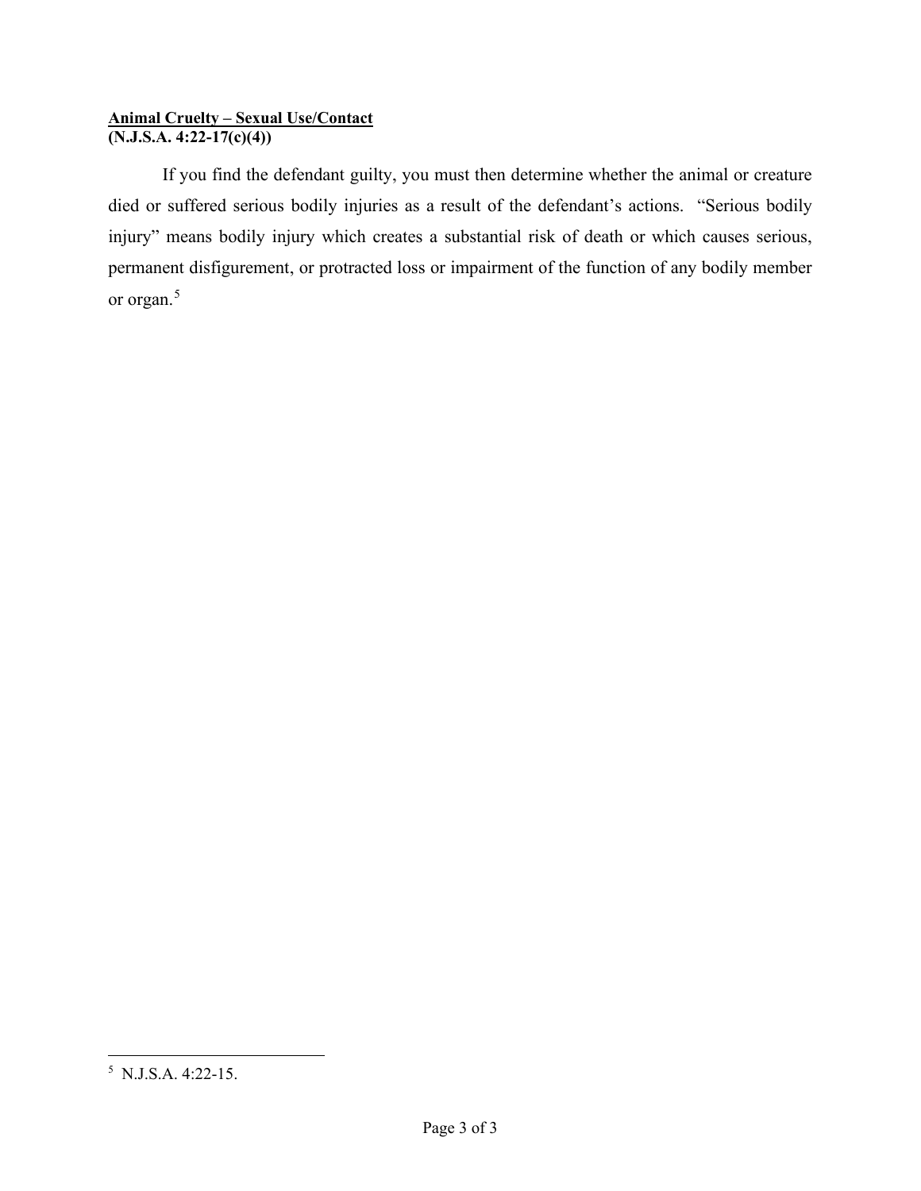**Animal Cruelty – Sexual Use/Contact**
**(N.J.S.A. 4:22-17(c)(4))**

If you find the defendant guilty, you must then determine whether the animal or creature died or suffered serious bodily injuries as a result of the defendant's actions. "Serious bodily injury" means bodily injury which creates a substantial risk of death or which causes serious, permanent disfigurement, or protracted loss or impairment of the function of any bodily member or organ.[5]

---

[5] N.J.S.A. 4:22-15.